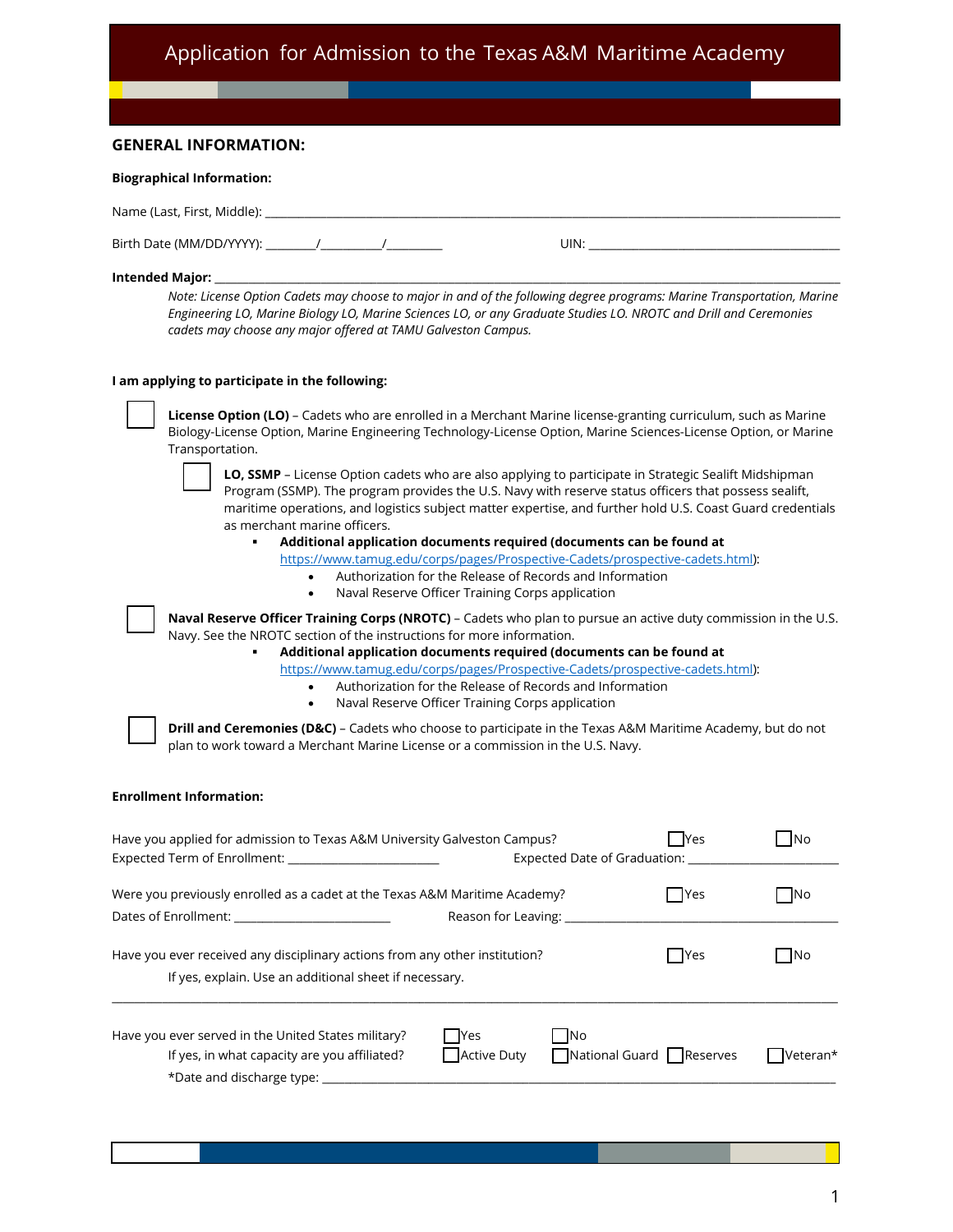# Application for Admission to the Texas A&M Maritime Academy

## GENERAL INFORMATION:

**Biographical Information:**

Name (Last, First, Middle): ______________________________________________

Birth Date (MM/DD/YYYY): ________/_________/_________ UIN: ______________________________

**Intended Major:** ______________________________________________

*Note: License Option Cadets may choose to major in and of the following degree programs: Marine Transportation, Marine Engineering LO, Marine Biology LO, Marine Sciences LO, or any Graduate Studies LO. NROTC and Drill and Ceremonies cadets may choose any major offered at TAMU Galveston Campus.*

**I am applying to participate in the following:**

☐ **License Option (LO)** – Cadets who are enrolled in a Merchant Marine license-granting curriculum, such as Marine Biology-License Option, Marine Engineering Technology-License Option, Marine Sciences-License Option, or Marine Transportation.

☐ **LO, SSMP** – License Option cadets who are also applying to participate in Strategic Sealift Midshipman Program (SSMP). The program provides the U.S. Navy with reserve status officers that possess sealift, maritime operations, and logistics subject matter expertise, and further hold U.S. Coast Guard credentials as merchant marine officers.

- **Additional application documents required (documents can be found at** https://www.tamug.edu/corps/pages/Prospective-Cadets/prospective-cadets.html):
  - Authorization for the Release of Records and Information
  - Naval Reserve Officer Training Corps application

☐ **Naval Reserve Officer Training Corps (NROTC)** – Cadets who plan to pursue an active duty commission in the U.S. Navy. See the NROTC section of the instructions for more information.

- **Additional application documents required (documents can be found at** https://www.tamug.edu/corps/pages/Prospective-Cadets/prospective-cadets.html):
  - Authorization for the Release of Records and Information
  - Naval Reserve Officer Training Corps application

☐ **Drill and Ceremonies (D&C)** – Cadets who choose to participate in the Texas A&M Maritime Academy, but do not plan to work toward a Merchant Marine License or a commission in the U.S. Navy.

**Enrollment Information:**

Have you applied for admission to Texas A&M University Galveston Campus? ☐Yes ☐No

Expected Term of Enrollment: ______________________ Expected Date of Graduation: ______________________

Were you previously enrolled as a cadet at the Texas A&M Maritime Academy? ☐Yes ☐No

Dates of Enrollment: ______________________ Reason for Leaving: ______________________________

Have you ever received any disciplinary actions from any other institution? ☐Yes ☐No

If yes, explain. Use an additional sheet if necessary.

______________________________________________________________________________

Have you ever served in the United States military? ☐Yes ☐No

If yes, in what capacity are you affiliated? ☐Active Duty ☐National Guard ☐Reserves ☐Veteran*

*Date and discharge type: ______________________________________________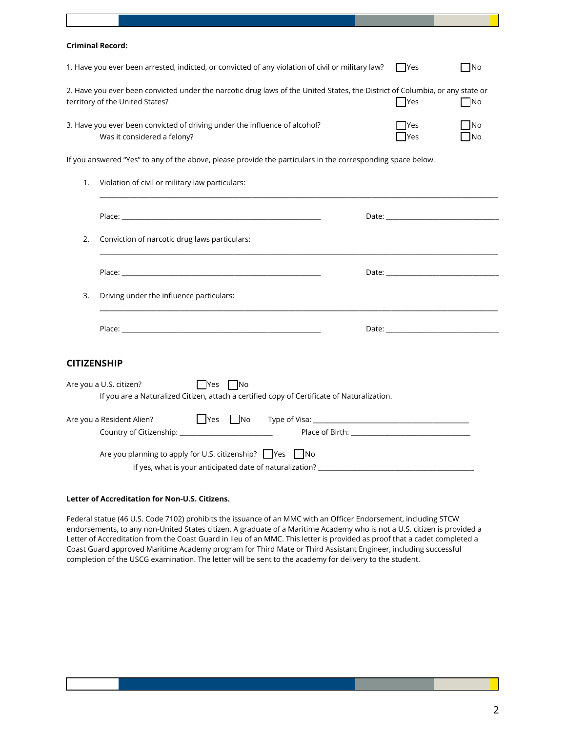**Criminal Record:**

1. Have you ever been arrested, indicted, or convicted of any violation of civil or military law? ☐Yes ☐No

2. Have you ever been convicted under the narcotic drug laws of the United States, the District of Columbia, or any state or territory of the United States? ☐Yes ☐No

3. Have you ever been convicted of driving under the influence of alcohol? ☐Yes ☐No
   Was it considered a felony? ☐Yes ☐No

If you answered "Yes" to any of the above, please provide the particulars in the corresponding space below.

1. Violation of civil or military law particulars:

   ______________________________________________________________________

   Place: ______________________________ Date: ____________________

2. Conviction of narcotic drug laws particulars:

   ______________________________________________________________________

   Place: ______________________________ Date: ____________________

3. Driving under the influence particulars:

   ______________________________________________________________________

   Place: ______________________________ Date: ____________________

## CITIZENSHIP

Are you a U.S. citizen? ☐Yes ☐No
If you are a Naturalized Citizen, attach a certified copy of Certificate of Naturalization.

Are you a Resident Alien? ☐Yes ☐No Type of Visa: ______________________________
Country of Citizenship: ____________________ Place of Birth: ____________________

Are you planning to apply for U.S. citizenship? ☐Yes ☐No
If yes, what is your anticipated date of naturalization? ______________________________

**Letter of Accreditation for Non-U.S. Citizens.**

Federal statue (46 U.S. Code 7102) prohibits the issuance of an MMC with an Officer Endorsement, including STCW endorsements, to any non-United States citizen. A graduate of a Maritime Academy who is not a U.S. citizen is provided a Letter of Accreditation from the Coast Guard in lieu of an MMC. This letter is provided as proof that a cadet completed a Coast Guard approved Maritime Academy program for Third Mate or Third Assistant Engineer, including successful completion of the USCG examination. The letter will be sent to the academy for delivery to the student.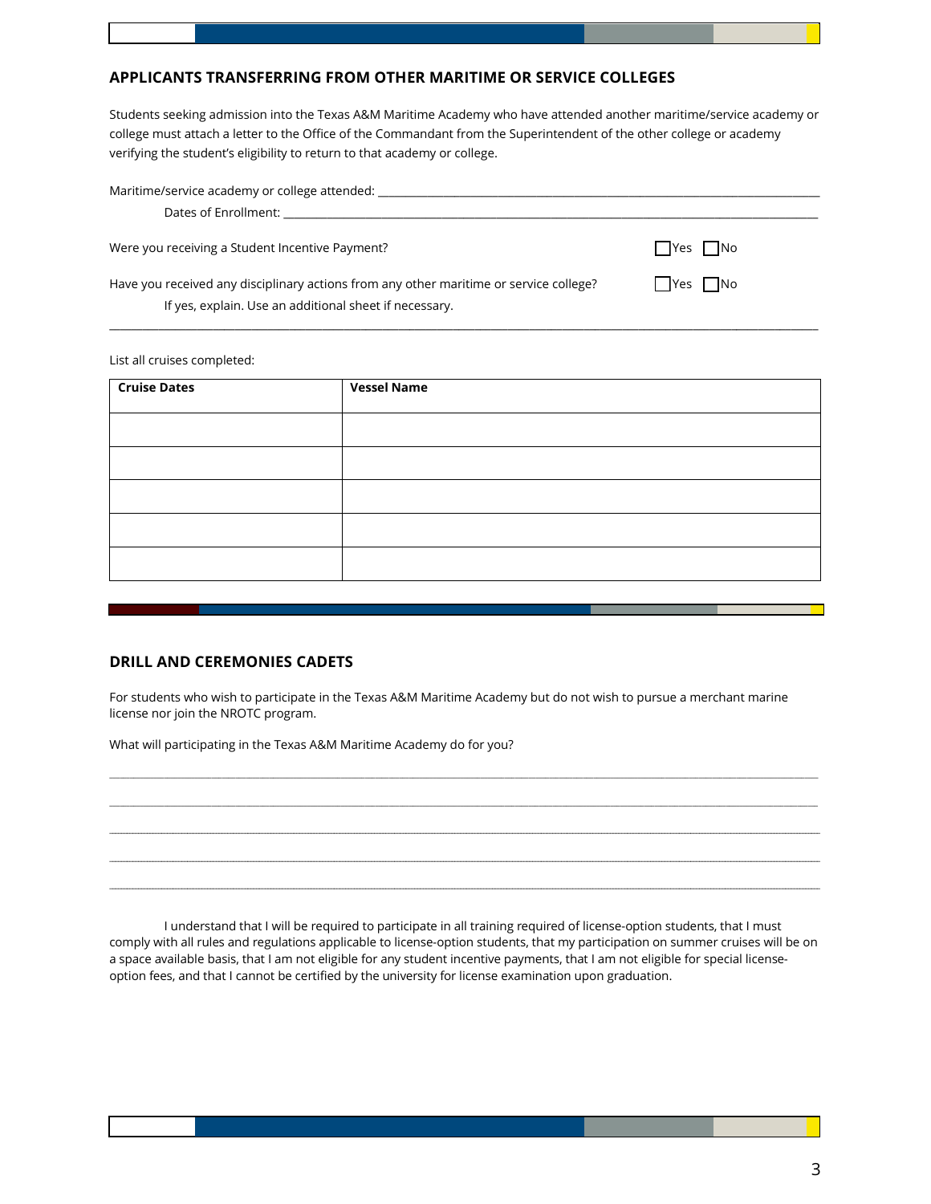## APPLICANTS TRANSFERRING FROM OTHER MARITIME OR SERVICE COLLEGES

Students seeking admission into the Texas A&M Maritime Academy who have attended another maritime/service academy or college must attach a letter to the Office of the Commandant from the Superintendent of the other college or academy verifying the student's eligibility to return to that academy or college.

Maritime/service academy or college attended: ___________________________________________

Dates of Enrollment: ___________________________________________

Were you receiving a Student Incentive Payment? ☐ Yes ☐ No

Have you received any disciplinary actions from any other maritime or service college? ☐ Yes ☐ No

If yes, explain. Use an additional sheet if necessary.

___________________________________________

List all cruises completed:

| Cruise Dates | Vessel Name |
|---|---|
| | |
| | |
| | |
| | |
| | |

## DRILL AND CEREMONIES CADETS

For students who wish to participate in the Texas A&M Maritime Academy but do not wish to pursue a merchant marine license nor join the NROTC program.

What will participating in the Texas A&M Maritime Academy do for you?

___________________________________________

___________________________________________

___________________________________________

___________________________________________

___________________________________________

I understand that I will be required to participate in all training required of license-option students, that I must comply with all rules and regulations applicable to license-option students, that my participation on summer cruises will be on a space available basis, that I am not eligible for any student incentive payments, that I am not eligible for special license-option fees, and that I cannot be certified by the university for license examination upon graduation.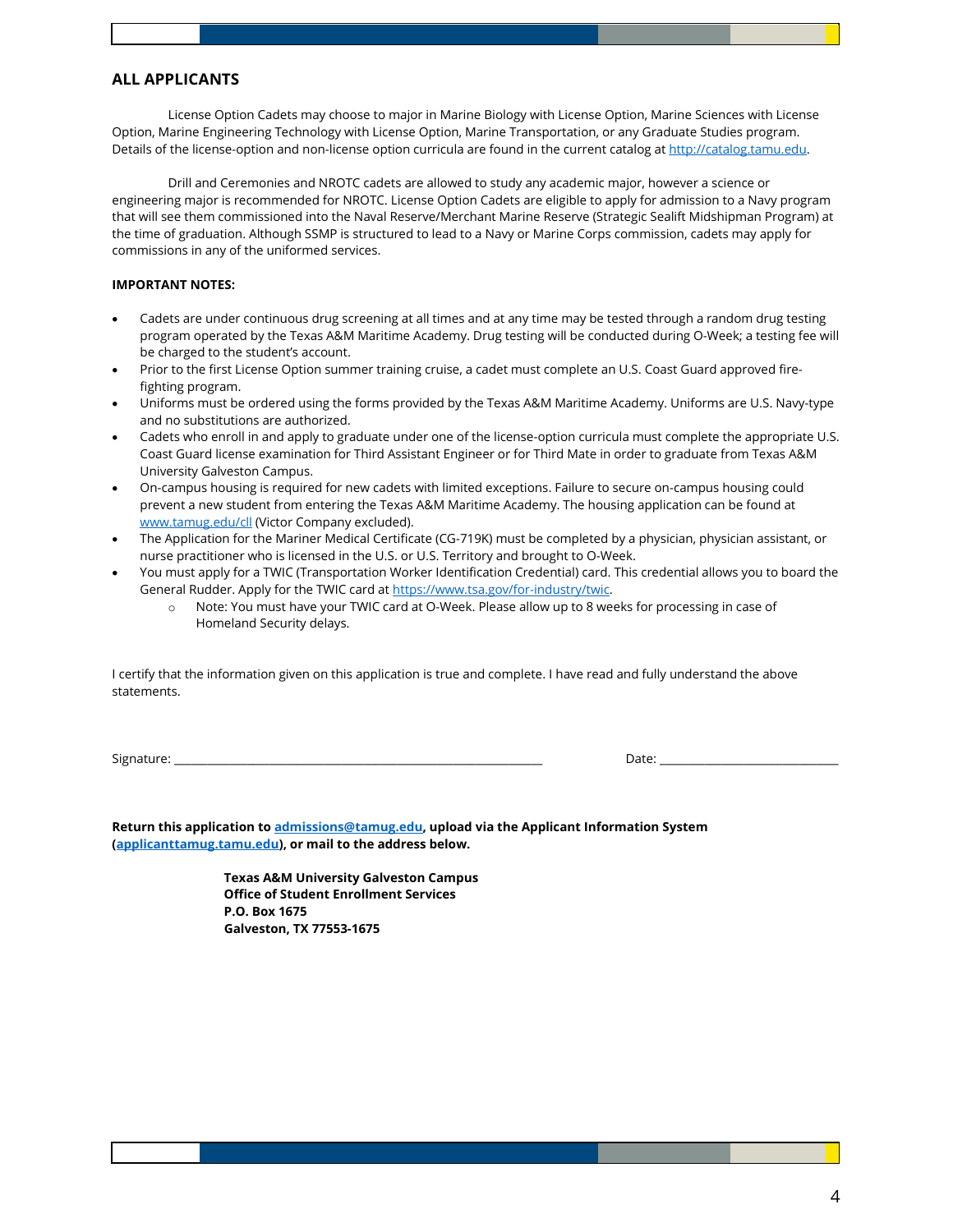## ALL APPLICANTS

License Option Cadets may choose to major in Marine Biology with License Option, Marine Sciences with License Option, Marine Engineering Technology with License Option, Marine Transportation, or any Graduate Studies program. Details of the license-option and non-license option curricula are found in the current catalog at [http://catalog.tamu.edu](http://catalog.tamu.edu).

Drill and Ceremonies and NROTC cadets are allowed to study any academic major, however a science or engineering major is recommended for NROTC. License Option Cadets are eligible to apply for admission to a Navy program that will see them commissioned into the Naval Reserve/Merchant Marine Reserve (Strategic Sealift Midshipman Program) at the time of graduation. Although SSMP is structured to lead to a Navy or Marine Corps commission, cadets may apply for commissions in any of the uniformed services.

**IMPORTANT NOTES:**

- Cadets are under continuous drug screening at all times and at any time may be tested through a random drug testing program operated by the Texas A&M Maritime Academy. Drug testing will be conducted during O-Week; a testing fee will be charged to the student's account.
- Prior to the first License Option summer training cruise, a cadet must complete an U.S. Coast Guard approved fire-fighting program.
- Uniforms must be ordered using the forms provided by the Texas A&M Maritime Academy. Uniforms are U.S. Navy-type and no substitutions are authorized.
- Cadets who enroll in and apply to graduate under one of the license-option curricula must complete the appropriate U.S. Coast Guard license examination for Third Assistant Engineer or for Third Mate in order to graduate from Texas A&M University Galveston Campus.
- On-campus housing is required for new cadets with limited exceptions. Failure to secure on-campus housing could prevent a new student from entering the Texas A&M Maritime Academy. The housing application can be found at [www.tamug.edu/cll](www.tamug.edu/cll) (Victor Company excluded).
- The Application for the Mariner Medical Certificate (CG-719K) must be completed by a physician, physician assistant, or nurse practitioner who is licensed in the U.S. or U.S. Territory and brought to O-Week.
- You must apply for a TWIC (Transportation Worker Identification Credential) card. This credential allows you to board the General Rudder. Apply for the TWIC card at [https://www.tsa.gov/for-industry/twic](https://www.tsa.gov/for-industry/twic).
    - Note: You must have your TWIC card at O-Week. Please allow up to 8 weeks for processing in case of Homeland Security delays.

I certify that the information given on this application is true and complete. I have read and fully understand the above statements.

Signature: ____________________________________________ Date: ______________________

**Return this application to [admissions@tamug.edu](mailto:admissions@tamug.edu), upload via the Applicant Information System ([applicanttamug.tamu.edu](applicanttamug.tamu.edu)), or mail to the address below.**

**Texas A&M University Galveston Campus**
**Office of Student Enrollment Services**
**P.O. Box 1675**
**Galveston, TX 77553-1675**